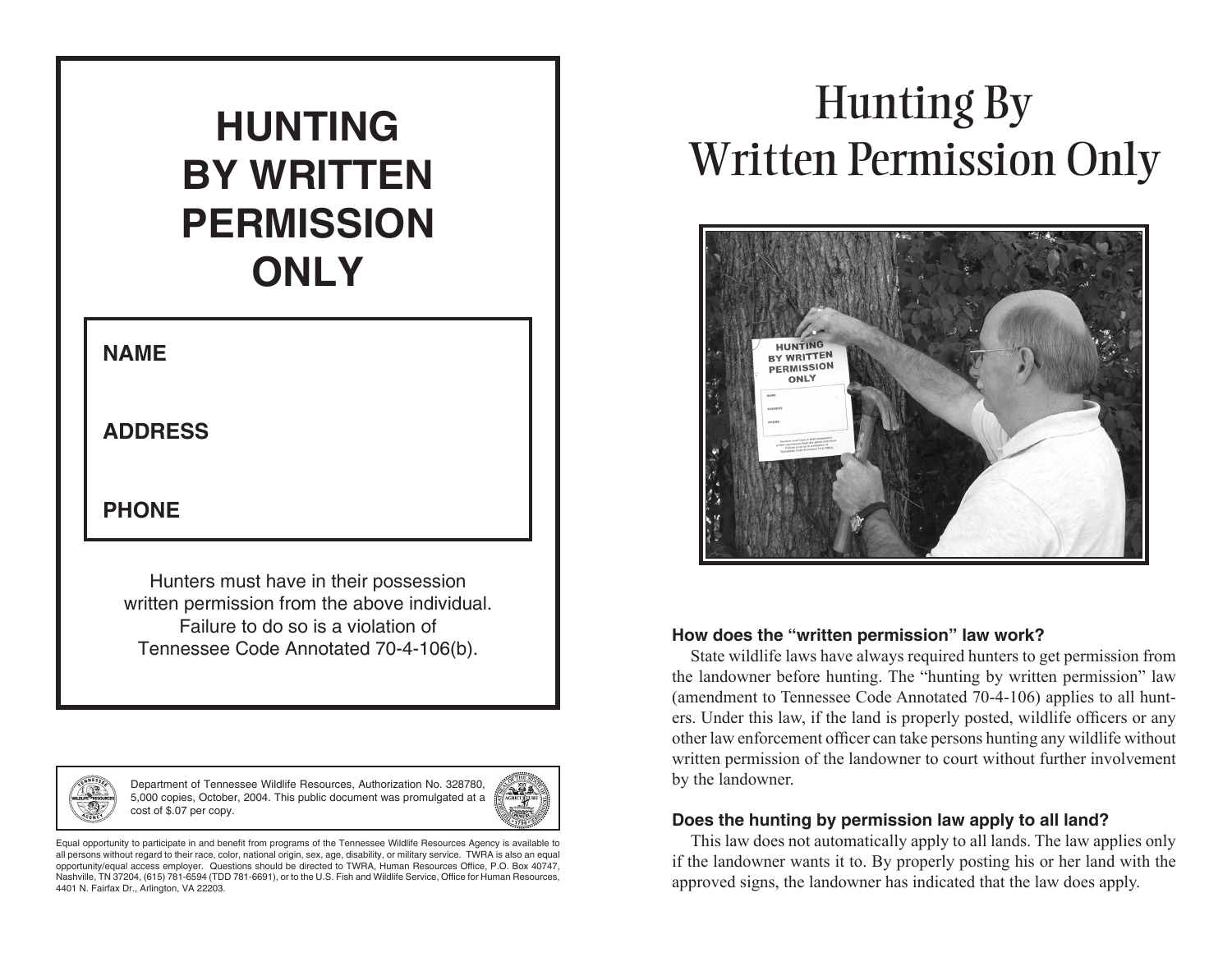# HUNTING BY WRITTEN PERMISSION ONLY

**NAME**

**ADDRESS**

**PHONE**

Hunters must have in their possession written permission from the above individual. Failure to do so is a violation of Tennessee Code Annotated 70-4-106(b).

Department of Tennessee Wildlife Resources, Authorization No. 328780, 5,000 copies, October, 2004. This public document was promulgated at a cost of $.07 per copy.

Equal opportunity to participate in and benefit from programs of the Tennessee Wildlife Resources Agency is available to all persons without regard to their race, color, national origin, sex, age, disability, or military service. TWRA is also an equal opportunity/equal access employer. Questions should be directed to TWRA, Human Resources Office, P.O. Box 40747, Nashville, TN 37204, (615) 781-6594 (TDD 781-6691), or to the U.S. Fish and Wildlife Service, Office for Human Resources, 4401 N. Fairfax Dr., Arlington, VA 22203.

# Hunting By Written Permission Only

### How does the "written permission" law work?

State wildlife laws have always required hunters to get permission from the landowner before hunting. The "hunting by written permission" law (amendment to Tennessee Code Annotated 70-4-106) applies to all hunters. Under this law, if the land is properly posted, wildlife officers or any other law enforcement officer can take persons hunting any wildlife without written permission of the landowner to court without further involvement by the landowner.

### Does the hunting by permission law apply to all land?

This law does not automatically apply to all lands. The law applies only if the landowner wants it to. By properly posting his or her land with the approved signs, the landowner has indicated that the law does apply.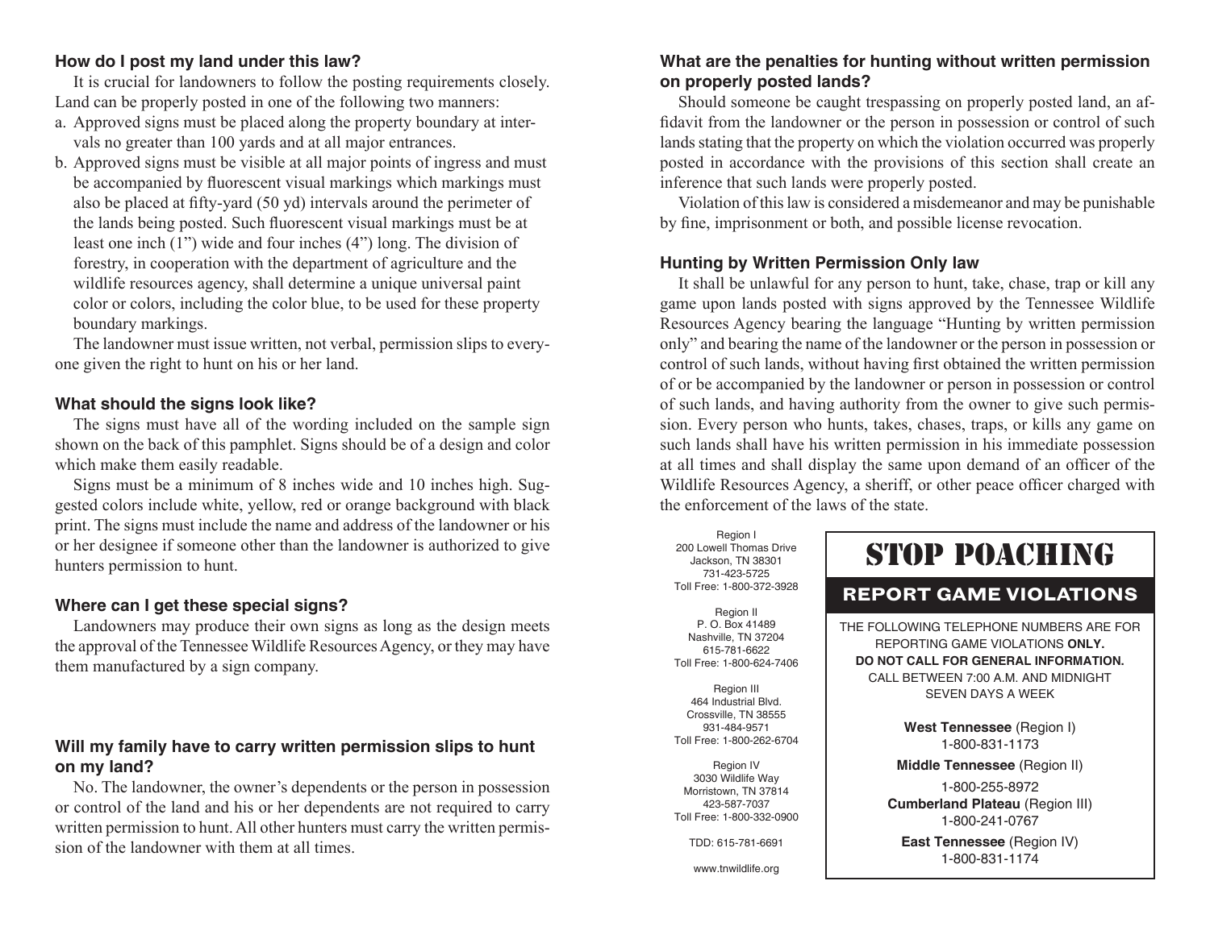### How do I post my land under this law?

It is crucial for landowners to follow the posting requirements closely. Land can be properly posted in one of the following two manners:

a. Approved signs must be placed along the property boundary at intervals no greater than 100 yards and at all major entrances.
b. Approved signs must be visible at all major points of ingress and must be accompanied by fluorescent visual markings which markings must also be placed at fifty-yard (50 yd) intervals around the perimeter of the lands being posted. Such fluorescent visual markings must be at least one inch (1") wide and four inches (4") long. The division of forestry, in cooperation with the department of agriculture and the wildlife resources agency, shall determine a unique universal paint color or colors, including the color blue, to be used for these property boundary markings.

The landowner must issue written, not verbal, permission slips to everyone given the right to hunt on his or her land.

### What should the signs look like?

The signs must have all of the wording included on the sample sign shown on the back of this pamphlet. Signs should be of a design and color which make them easily readable.

Signs must be a minimum of 8 inches wide and 10 inches high. Suggested colors include white, yellow, red or orange background with black print. The signs must include the name and address of the landowner or his or her designee if someone other than the landowner is authorized to give hunters permission to hunt.

### Where can I get these special signs?

Landowners may produce their own signs as long as the design meets the approval of the Tennessee Wildlife Resources Agency, or they may have them manufactured by a sign company.

### Will my family have to carry written permission slips to hunt on my land?

No. The landowner, the owner's dependents or the person in possession or control of the land and his or her dependents are not required to carry written permission to hunt. All other hunters must carry the written permission of the landowner with them at all times.

### What are the penalties for hunting without written permission on properly posted lands?

Should someone be caught trespassing on properly posted land, an affidavit from the landowner or the person in possession or control of such lands stating that the property on which the violation occurred was properly posted in accordance with the provisions of this section shall create an inference that such lands were properly posted.

Violation of this law is considered a misdemeanor and may be punishable by fine, imprisonment or both, and possible license revocation.

### Hunting by Written Permission Only law

It shall be unlawful for any person to hunt, take, chase, trap or kill any game upon lands posted with signs approved by the Tennessee Wildlife Resources Agency bearing the language "Hunting by written permission only" and bearing the name of the landowner or the person in possession or control of such lands, without having first obtained the written permission of or be accompanied by the landowner or person in possession or control of such lands, and having authority from the owner to give such permission. Every person who hunts, takes, chases, traps, or kills any game on such lands shall have his written permission in his immediate possession at all times and shall display the same upon demand of an officer of the Wildlife Resources Agency, a sheriff, or other peace officer charged with the enforcement of the laws of the state.

Region I
200 Lowell Thomas Drive
Jackson, TN 38301
731-423-5725
Toll Free: 1-800-372-3928

Region II
P. O. Box 41489
Nashville, TN 37204
615-781-6622
Toll Free: 1-800-624-7406

Region III
464 Industrial Blvd.
Crossville, TN 38555
931-484-9571
Toll Free: 1-800-262-6704

Region IV
3030 Wildlife Way
Morristown, TN 37814
423-587-7037
Toll Free: 1-800-332-0900

TDD: 615-781-6691

www.tnwildlife.org

## STOP POACHING

### REPORT GAME VIOLATIONS

THE FOLLOWING TELEPHONE NUMBERS ARE FOR REPORTING GAME VIOLATIONS **ONLY.** **DO NOT CALL FOR GENERAL INFORMATION.** CALL BETWEEN 7:00 A.M. AND MIDNIGHT SEVEN DAYS A WEEK

**West Tennessee** (Region I)
1-800-831-1173

**Middle Tennessee** (Region II)
1-800-255-8972

**Cumberland Plateau** (Region III)
1-800-241-0767

**East Tennessee** (Region IV)
1-800-831-1174